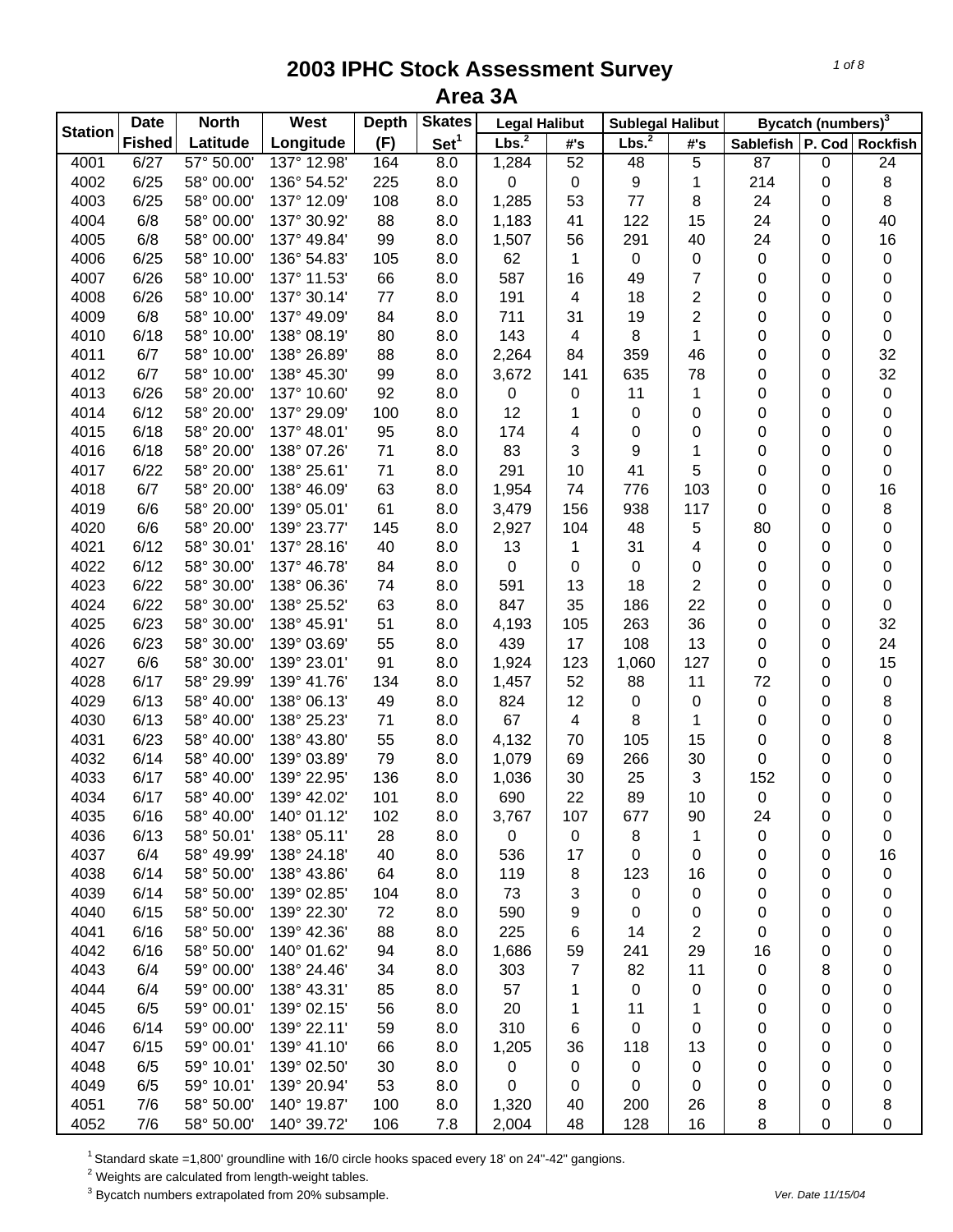# 2003 IPHC Stock Assessment Survey
## Area 3A

| Station | Date | North | West | Depth | Skates | Legal Halibut | | Sublegal Halibut | | Bycatch (numbers)[3] | | |
|---|---|---|---|---|---|---|---|---|---|---|---|---|
| | Fished | Latitude | Longitude | (F) | Set[1] | Lbs.[2] | #'s | Lbs.[2] | #'s | Sablefish | P. Cod | Rockfish |
| 4001 | 6/27 | 57° 50.00' | 137° 12.98' | 164 | 8.0 | 1,284 | 52 | 48 | 5 | 87 | 0 | 24 |
| 4002 | 6/25 | 58° 00.00' | 136° 54.52' | 225 | 8.0 | 0 | 0 | 9 | 1 | 214 | 0 | 8 |
| 4003 | 6/25 | 58° 00.00' | 137° 12.09' | 108 | 8.0 | 1,285 | 53 | 77 | 8 | 24 | 0 | 8 |
| 4004 | 6/8 | 58° 00.00' | 137° 30.92' | 88 | 8.0 | 1,183 | 41 | 122 | 15 | 24 | 0 | 40 |
| 4005 | 6/8 | 58° 00.00' | 137° 49.84' | 99 | 8.0 | 1,507 | 56 | 291 | 40 | 24 | 0 | 16 |
| 4006 | 6/25 | 58° 10.00' | 136° 54.83' | 105 | 8.0 | 62 | 1 | 0 | 0 | 0 | 0 | 0 |
| 4007 | 6/26 | 58° 10.00' | 137° 11.53' | 66 | 8.0 | 587 | 16 | 49 | 7 | 0 | 0 | 0 |
| 4008 | 6/26 | 58° 10.00' | 137° 30.14' | 77 | 8.0 | 191 | 4 | 18 | 2 | 0 | 0 | 0 |
| 4009 | 6/8 | 58° 10.00' | 137° 49.09' | 84 | 8.0 | 711 | 31 | 19 | 2 | 0 | 0 | 0 |
| 4010 | 6/18 | 58° 10.00' | 138° 08.19' | 80 | 8.0 | 143 | 4 | 8 | 1 | 0 | 0 | 0 |
| 4011 | 6/7 | 58° 10.00' | 138° 26.89' | 88 | 8.0 | 2,264 | 84 | 359 | 46 | 0 | 0 | 32 |
| 4012 | 6/7 | 58° 10.00' | 138° 45.30' | 99 | 8.0 | 3,672 | 141 | 635 | 78 | 0 | 0 | 32 |
| 4013 | 6/26 | 58° 20.00' | 137° 10.60' | 92 | 8.0 | 0 | 0 | 11 | 1 | 0 | 0 | 0 |
| 4014 | 6/12 | 58° 20.00' | 137° 29.09' | 100 | 8.0 | 12 | 1 | 0 | 0 | 0 | 0 | 0 |
| 4015 | 6/18 | 58° 20.00' | 137° 48.01' | 95 | 8.0 | 174 | 4 | 0 | 0 | 0 | 0 | 0 |
| 4016 | 6/18 | 58° 20.00' | 138° 07.26' | 71 | 8.0 | 83 | 3 | 9 | 1 | 0 | 0 | 0 |
| 4017 | 6/22 | 58° 20.00' | 138° 25.61' | 71 | 8.0 | 291 | 10 | 41 | 5 | 0 | 0 | 0 |
| 4018 | 6/7 | 58° 20.00' | 138° 46.09' | 63 | 8.0 | 1,954 | 74 | 776 | 103 | 0 | 0 | 16 |
| 4019 | 6/6 | 58° 20.00' | 139° 05.01' | 61 | 8.0 | 3,479 | 156 | 938 | 117 | 0 | 0 | 8 |
| 4020 | 6/6 | 58° 20.00' | 139° 23.77' | 145 | 8.0 | 2,927 | 104 | 48 | 5 | 80 | 0 | 0 |
| 4021 | 6/12 | 58° 30.01' | 137° 28.16' | 40 | 8.0 | 13 | 1 | 31 | 4 | 0 | 0 | 0 |
| 4022 | 6/12 | 58° 30.00' | 137° 46.78' | 84 | 8.0 | 0 | 0 | 0 | 0 | 0 | 0 | 0 |
| 4023 | 6/22 | 58° 30.00' | 138° 06.36' | 74 | 8.0 | 591 | 13 | 18 | 2 | 0 | 0 | 0 |
| 4024 | 6/22 | 58° 30.00' | 138° 25.52' | 63 | 8.0 | 847 | 35 | 186 | 22 | 0 | 0 | 0 |
| 4025 | 6/23 | 58° 30.00' | 138° 45.91' | 51 | 8.0 | 4,193 | 105 | 263 | 36 | 0 | 0 | 32 |
| 4026 | 6/23 | 58° 30.00' | 139° 03.69' | 55 | 8.0 | 439 | 17 | 108 | 13 | 0 | 0 | 24 |
| 4027 | 6/6 | 58° 30.00' | 139° 23.01' | 91 | 8.0 | 1,924 | 123 | 1,060 | 127 | 0 | 0 | 15 |
| 4028 | 6/17 | 58° 29.99' | 139° 41.76' | 134 | 8.0 | 1,457 | 52 | 88 | 11 | 72 | 0 | 0 |
| 4029 | 6/13 | 58° 40.00' | 138° 06.13' | 49 | 8.0 | 824 | 12 | 0 | 0 | 0 | 0 | 8 |
| 4030 | 6/13 | 58° 40.00' | 138° 25.23' | 71 | 8.0 | 67 | 4 | 8 | 1 | 0 | 0 | 0 |
| 4031 | 6/23 | 58° 40.00' | 138° 43.80' | 55 | 8.0 | 4,132 | 70 | 105 | 15 | 0 | 0 | 8 |
| 4032 | 6/14 | 58° 40.00' | 139° 03.89' | 79 | 8.0 | 1,079 | 69 | 266 | 30 | 0 | 0 | 0 |
| 4033 | 6/17 | 58° 40.00' | 139° 22.95' | 136 | 8.0 | 1,036 | 30 | 25 | 3 | 152 | 0 | 0 |
| 4034 | 6/17 | 58° 40.00' | 139° 42.02' | 101 | 8.0 | 690 | 22 | 89 | 10 | 0 | 0 | 0 |
| 4035 | 6/16 | 58° 40.00' | 140° 01.12' | 102 | 8.0 | 3,767 | 107 | 677 | 90 | 24 | 0 | 0 |
| 4036 | 6/13 | 58° 50.01' | 138° 05.11' | 28 | 8.0 | 0 | 0 | 8 | 1 | 0 | 0 | 0 |
| 4037 | 6/4 | 58° 49.99' | 138° 24.18' | 40 | 8.0 | 536 | 17 | 0 | 0 | 0 | 0 | 16 |
| 4038 | 6/14 | 58° 50.00' | 138° 43.86' | 64 | 8.0 | 119 | 8 | 123 | 16 | 0 | 0 | 0 |
| 4039 | 6/14 | 58° 50.00' | 139° 02.85' | 104 | 8.0 | 73 | 3 | 0 | 0 | 0 | 0 | 0 |
| 4040 | 6/15 | 58° 50.00' | 139° 22.30' | 72 | 8.0 | 590 | 9 | 0 | 0 | 0 | 0 | 0 |
| 4041 | 6/16 | 58° 50.00' | 139° 42.36' | 88 | 8.0 | 225 | 6 | 14 | 2 | 0 | 0 | 0 |
| 4042 | 6/16 | 58° 50.00' | 140° 01.62' | 94 | 8.0 | 1,686 | 59 | 241 | 29 | 16 | 0 | 0 |
| 4043 | 6/4 | 59° 00.00' | 138° 24.46' | 34 | 8.0 | 303 | 7 | 82 | 11 | 0 | 8 | 0 |
| 4044 | 6/4 | 59° 00.00' | 138° 43.31' | 85 | 8.0 | 57 | 1 | 0 | 0 | 0 | 0 | 0 |
| 4045 | 6/5 | 59° 00.01' | 139° 02.15' | 56 | 8.0 | 20 | 1 | 11 | 1 | 0 | 0 | 0 |
| 4046 | 6/14 | 59° 00.00' | 139° 22.11' | 59 | 8.0 | 310 | 6 | 0 | 0 | 0 | 0 | 0 |
| 4047 | 6/15 | 59° 00.01' | 139° 41.10' | 66 | 8.0 | 1,205 | 36 | 118 | 13 | 0 | 0 | 0 |
| 4048 | 6/5 | 59° 10.01' | 139° 02.50' | 30 | 8.0 | 0 | 0 | 0 | 0 | 0 | 0 | 0 |
| 4049 | 6/5 | 59° 10.01' | 139° 20.94' | 53 | 8.0 | 0 | 0 | 0 | 0 | 0 | 0 | 0 |
| 4051 | 7/6 | 58° 50.00' | 140° 19.87' | 100 | 8.0 | 1,320 | 40 | 200 | 26 | 8 | 0 | 8 |
| 4052 | 7/6 | 58° 50.00' | 140° 39.72' | 106 | 7.8 | 2,004 | 48 | 128 | 16 | 8 | 0 | 0 |

[1] Standard skate =1,800' groundline with 16/0 circle hooks spaced every 18' on 24"-42" gangions.

[2] Weights are calculated from length-weight tables.

[3] Bycatch numbers extrapolated from 20% subsample.

Ver. Date 11/15/04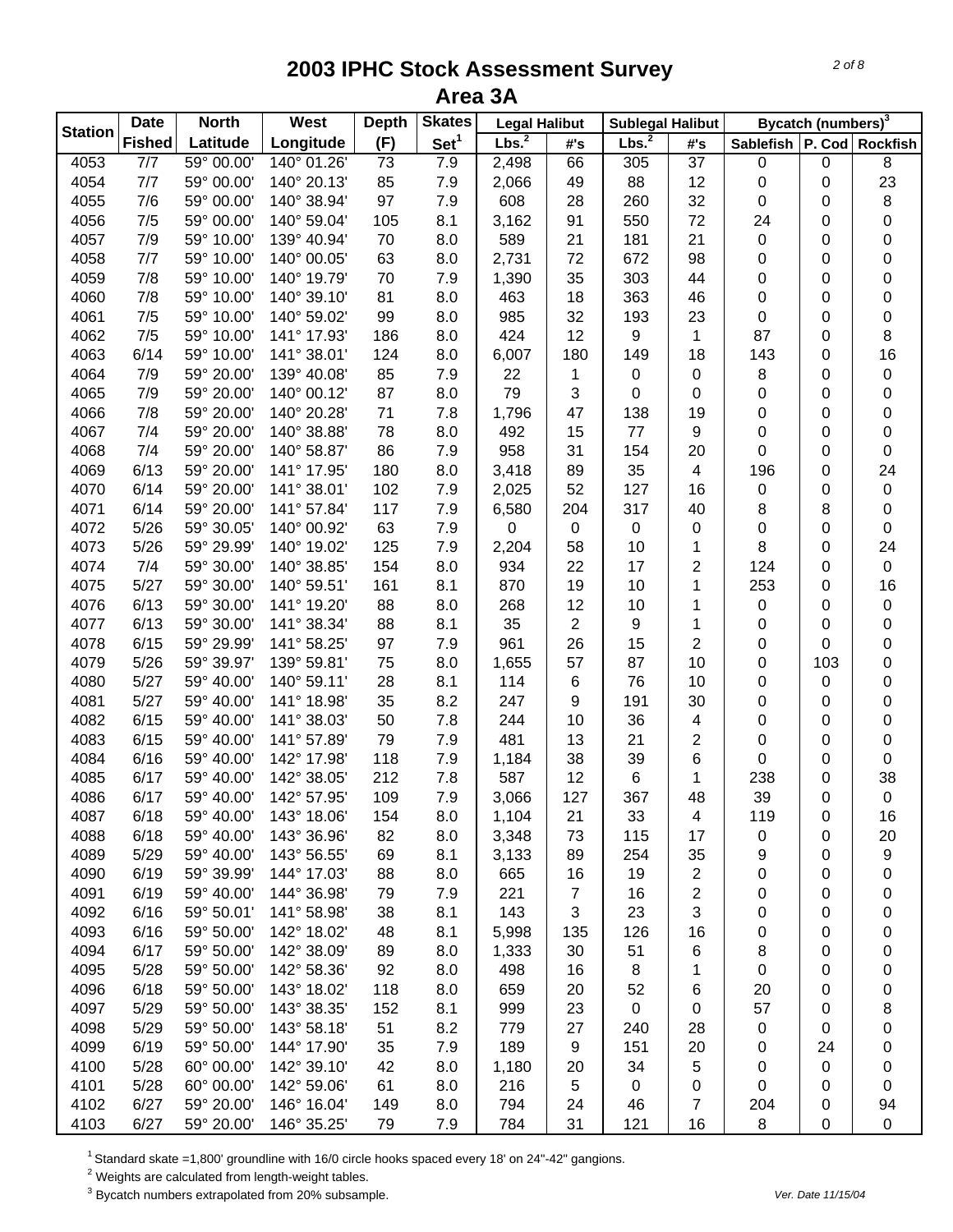# 2003 IPHC Stock Assessment Survey
## Area 3A

| Station | Date Fished | North Latitude | West Longitude | Depth (F) | Skates Set[1] | Legal Halibut | | Sublegal Halibut | | Bycatch (numbers)[3] | | |
|---|---|---|---|---|---|---|---|---|---|---|---|---|
| | | | | | | Lbs.[2] | #'s | Lbs.[2] | #'s | Sablefish | P. Cod | Rockfish |
| 4053 | 7/7 | 59° 00.00' | 140° 01.26' | 73 | 7.9 | 2,498 | 66 | 305 | 37 | 0 | 0 | 8 |
| 4054 | 7/7 | 59° 00.00' | 140° 20.13' | 85 | 7.9 | 2,066 | 49 | 88 | 12 | 0 | 0 | 23 |
| 4055 | 7/6 | 59° 00.00' | 140° 38.94' | 97 | 7.9 | 608 | 28 | 260 | 32 | 0 | 0 | 8 |
| 4056 | 7/5 | 59° 00.00' | 140° 59.04' | 105 | 8.1 | 3,162 | 91 | 550 | 72 | 24 | 0 | 0 |
| 4057 | 7/9 | 59° 10.00' | 139° 40.94' | 70 | 8.0 | 589 | 21 | 181 | 21 | 0 | 0 | 0 |
| 4058 | 7/7 | 59° 10.00' | 140° 00.05' | 63 | 8.0 | 2,731 | 72 | 672 | 98 | 0 | 0 | 0 |
| 4059 | 7/8 | 59° 10.00' | 140° 19.79' | 70 | 7.9 | 1,390 | 35 | 303 | 44 | 0 | 0 | 0 |
| 4060 | 7/8 | 59° 10.00' | 140° 39.10' | 81 | 8.0 | 463 | 18 | 363 | 46 | 0 | 0 | 0 |
| 4061 | 7/5 | 59° 10.00' | 140° 59.02' | 99 | 8.0 | 985 | 32 | 193 | 23 | 0 | 0 | 0 |
| 4062 | 7/5 | 59° 10.00' | 141° 17.93' | 186 | 8.0 | 424 | 12 | 9 | 1 | 87 | 0 | 8 |
| 4063 | 6/14 | 59° 10.00' | 141° 38.01' | 124 | 8.0 | 6,007 | 180 | 149 | 18 | 143 | 0 | 16 |
| 4064 | 7/9 | 59° 20.00' | 139° 40.08' | 85 | 7.9 | 22 | 1 | 0 | 0 | 8 | 0 | 0 |
| 4065 | 7/9 | 59° 20.00' | 140° 00.12' | 87 | 8.0 | 79 | 3 | 0 | 0 | 0 | 0 | 0 |
| 4066 | 7/8 | 59° 20.00' | 140° 20.28' | 71 | 7.8 | 1,796 | 47 | 138 | 19 | 0 | 0 | 0 |
| 4067 | 7/4 | 59° 20.00' | 140° 38.88' | 78 | 8.0 | 492 | 15 | 77 | 9 | 0 | 0 | 0 |
| 4068 | 7/4 | 59° 20.00' | 140° 58.87' | 86 | 7.9 | 958 | 31 | 154 | 20 | 0 | 0 | 0 |
| 4069 | 6/13 | 59° 20.00' | 141° 17.95' | 180 | 8.0 | 3,418 | 89 | 35 | 4 | 196 | 0 | 24 |
| 4070 | 6/14 | 59° 20.00' | 141° 38.01' | 102 | 7.9 | 2,025 | 52 | 127 | 16 | 0 | 0 | 0 |
| 4071 | 6/14 | 59° 20.00' | 141° 57.84' | 117 | 7.9 | 6,580 | 204 | 317 | 40 | 8 | 8 | 0 |
| 4072 | 5/26 | 59° 30.05' | 140° 00.92' | 63 | 7.9 | 0 | 0 | 0 | 0 | 0 | 0 | 0 |
| 4073 | 5/26 | 59° 29.99' | 140° 19.02' | 125 | 7.9 | 2,204 | 58 | 10 | 1 | 8 | 0 | 24 |
| 4074 | 7/4 | 59° 30.00' | 140° 38.85' | 154 | 8.0 | 934 | 22 | 17 | 2 | 124 | 0 | 0 |
| 4075 | 5/27 | 59° 30.00' | 140° 59.51' | 161 | 8.1 | 870 | 19 | 10 | 1 | 253 | 0 | 16 |
| 4076 | 6/13 | 59° 30.00' | 141° 19.20' | 88 | 8.0 | 268 | 12 | 10 | 1 | 0 | 0 | 0 |
| 4077 | 6/13 | 59° 30.00' | 141° 38.34' | 88 | 8.1 | 35 | 2 | 9 | 1 | 0 | 0 | 0 |
| 4078 | 6/15 | 59° 29.99' | 141° 58.25' | 97 | 7.9 | 961 | 26 | 15 | 2 | 0 | 0 | 0 |
| 4079 | 5/26 | 59° 39.97' | 139° 59.81' | 75 | 8.0 | 1,655 | 57 | 87 | 10 | 0 | 103 | 0 |
| 4080 | 5/27 | 59° 40.00' | 140° 59.11' | 28 | 8.1 | 114 | 6 | 76 | 10 | 0 | 0 | 0 |
| 4081 | 5/27 | 59° 40.00' | 141° 18.98' | 35 | 8.2 | 247 | 9 | 191 | 30 | 0 | 0 | 0 |
| 4082 | 6/15 | 59° 40.00' | 141° 38.03' | 50 | 7.8 | 244 | 10 | 36 | 4 | 0 | 0 | 0 |
| 4083 | 6/15 | 59° 40.00' | 141° 57.89' | 79 | 7.9 | 481 | 13 | 21 | 2 | 0 | 0 | 0 |
| 4084 | 6/16 | 59° 40.00' | 142° 17.98' | 118 | 7.9 | 1,184 | 38 | 39 | 6 | 0 | 0 | 0 |
| 4085 | 6/17 | 59° 40.00' | 142° 38.05' | 212 | 7.8 | 587 | 12 | 6 | 1 | 238 | 0 | 38 |
| 4086 | 6/17 | 59° 40.00' | 142° 57.95' | 109 | 7.9 | 3,066 | 127 | 367 | 48 | 39 | 0 | 0 |
| 4087 | 6/18 | 59° 40.00' | 143° 18.06' | 154 | 8.0 | 1,104 | 21 | 33 | 4 | 119 | 0 | 16 |
| 4088 | 6/18 | 59° 40.00' | 143° 36.96' | 82 | 8.0 | 3,348 | 73 | 115 | 17 | 0 | 0 | 20 |
| 4089 | 5/29 | 59° 40.00' | 143° 56.55' | 69 | 8.1 | 3,133 | 89 | 254 | 35 | 9 | 0 | 9 |
| 4090 | 6/19 | 59° 39.99' | 144° 17.03' | 88 | 8.0 | 665 | 16 | 19 | 2 | 0 | 0 | 0 |
| 4091 | 6/19 | 59° 40.00' | 144° 36.98' | 79 | 7.9 | 221 | 7 | 16 | 2 | 0 | 0 | 0 |
| 4092 | 6/16 | 59° 50.01' | 141° 58.98' | 38 | 8.1 | 143 | 3 | 23 | 3 | 0 | 0 | 0 |
| 4093 | 6/16 | 59° 50.00' | 142° 18.02' | 48 | 8.1 | 5,998 | 135 | 126 | 16 | 0 | 0 | 0 |
| 4094 | 6/17 | 59° 50.00' | 142° 38.09' | 89 | 8.0 | 1,333 | 30 | 51 | 6 | 8 | 0 | 0 |
| 4095 | 5/28 | 59° 50.00' | 142° 58.36' | 92 | 8.0 | 498 | 16 | 8 | 1 | 0 | 0 | 0 |
| 4096 | 6/18 | 59° 50.00' | 143° 18.02' | 118 | 8.0 | 659 | 20 | 52 | 6 | 20 | 0 | 0 |
| 4097 | 5/29 | 59° 50.00' | 143° 38.35' | 152 | 8.1 | 999 | 23 | 0 | 0 | 57 | 0 | 8 |
| 4098 | 5/29 | 59° 50.00' | 143° 58.18' | 51 | 8.2 | 779 | 27 | 240 | 28 | 0 | 0 | 0 |
| 4099 | 6/19 | 59° 50.00' | 144° 17.90' | 35 | 7.9 | 189 | 9 | 151 | 20 | 0 | 24 | 0 |
| 4100 | 5/28 | 60° 00.00' | 142° 39.10' | 42 | 8.0 | 1,180 | 20 | 34 | 5 | 0 | 0 | 0 |
| 4101 | 5/28 | 60° 00.00' | 142° 59.06' | 61 | 8.0 | 216 | 5 | 0 | 0 | 0 | 0 | 0 |
| 4102 | 6/27 | 59° 20.00' | 146° 16.04' | 149 | 8.0 | 794 | 24 | 46 | 7 | 204 | 0 | 94 |
| 4103 | 6/27 | 59° 20.00' | 146° 35.25' | 79 | 7.9 | 784 | 31 | 121 | 16 | 8 | 0 | 0 |

[1] Standard skate =1,800' groundline with 16/0 circle hooks spaced every 18' on 24"-42" gangions.
[2] Weights are calculated from length-weight tables.
[3] Bycatch numbers extrapolated from 20% subsample.

Ver. Date 11/15/04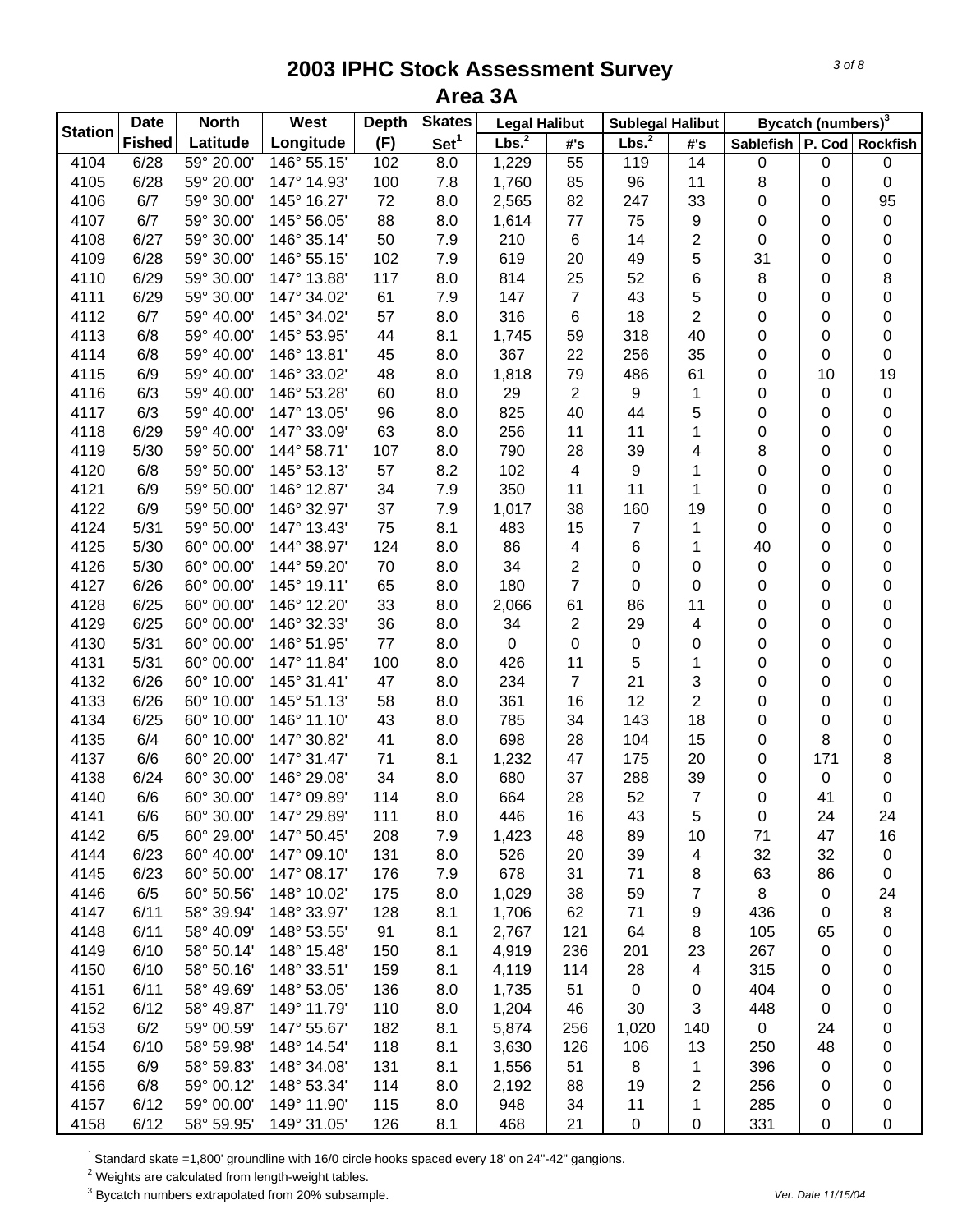# 2003 IPHC Stock Assessment Survey

## Area 3A

| Station | Date Fished | North Latitude | West Longitude | Depth (F) | Skates Set[1] | Legal Halibut Lbs.[2] | Legal Halibut #'s | Sublegal Halibut Lbs.[2] | Sublegal Halibut #'s | Bycatch (numbers)[3] Sablefish | P. Cod | Rockfish |
|---|---|---|---|---|---|---|---|---|---|---|---|---|
| 4104 | 6/28 | 59° 20.00' | 146° 55.15' | 102 | 8.0 | 1,229 | 55 | 119 | 14 | 0 | 0 | 0 |
| 4105 | 6/28 | 59° 20.00' | 147° 14.93' | 100 | 7.8 | 1,760 | 85 | 96 | 11 | 8 | 0 | 0 |
| 4106 | 6/7 | 59° 30.00' | 145° 16.27' | 72 | 8.0 | 2,565 | 82 | 247 | 33 | 0 | 0 | 95 |
| 4107 | 6/7 | 59° 30.00' | 145° 56.05' | 88 | 8.0 | 1,614 | 77 | 75 | 9 | 0 | 0 | 0 |
| 4108 | 6/27 | 59° 30.00' | 146° 35.14' | 50 | 7.9 | 210 | 6 | 14 | 2 | 0 | 0 | 0 |
| 4109 | 6/28 | 59° 30.00' | 146° 55.15' | 102 | 7.9 | 619 | 20 | 49 | 5 | 31 | 0 | 0 |
| 4110 | 6/29 | 59° 30.00' | 147° 13.88' | 117 | 8.0 | 814 | 25 | 52 | 6 | 8 | 0 | 8 |
| 4111 | 6/29 | 59° 30.00' | 147° 34.02' | 61 | 7.9 | 147 | 7 | 43 | 5 | 0 | 0 | 0 |
| 4112 | 6/7 | 59° 40.00' | 145° 34.02' | 57 | 8.0 | 316 | 6 | 18 | 2 | 0 | 0 | 0 |
| 4113 | 6/8 | 59° 40.00' | 145° 53.95' | 44 | 8.1 | 1,745 | 59 | 318 | 40 | 0 | 0 | 0 |
| 4114 | 6/8 | 59° 40.00' | 146° 13.81' | 45 | 8.0 | 367 | 22 | 256 | 35 | 0 | 0 | 0 |
| 4115 | 6/9 | 59° 40.00' | 146° 33.02' | 48 | 8.0 | 1,818 | 79 | 486 | 61 | 0 | 10 | 19 |
| 4116 | 6/3 | 59° 40.00' | 146° 53.28' | 60 | 8.0 | 29 | 2 | 9 | 1 | 0 | 0 | 0 |
| 4117 | 6/3 | 59° 40.00' | 147° 13.05' | 96 | 8.0 | 825 | 40 | 44 | 5 | 0 | 0 | 0 |
| 4118 | 6/29 | 59° 40.00' | 147° 33.09' | 63 | 8.0 | 256 | 11 | 11 | 1 | 0 | 0 | 0 |
| 4119 | 5/30 | 59° 50.00' | 144° 58.71' | 107 | 8.0 | 790 | 28 | 39 | 4 | 8 | 0 | 0 |
| 4120 | 6/8 | 59° 50.00' | 145° 53.13' | 57 | 8.2 | 102 | 4 | 9 | 1 | 0 | 0 | 0 |
| 4121 | 6/9 | 59° 50.00' | 146° 12.87' | 34 | 7.9 | 350 | 11 | 11 | 1 | 0 | 0 | 0 |
| 4122 | 6/9 | 59° 50.00' | 146° 32.97' | 37 | 7.9 | 1,017 | 38 | 160 | 19 | 0 | 0 | 0 |
| 4124 | 5/31 | 59° 50.00' | 147° 13.43' | 75 | 8.1 | 483 | 15 | 7 | 1 | 0 | 0 | 0 |
| 4125 | 5/30 | 60° 00.00' | 144° 38.97' | 124 | 8.0 | 86 | 4 | 6 | 1 | 40 | 0 | 0 |
| 4126 | 5/30 | 60° 00.00' | 144° 59.20' | 70 | 8.0 | 34 | 2 | 0 | 0 | 0 | 0 | 0 |
| 4127 | 6/26 | 60° 00.00' | 145° 19.11' | 65 | 8.0 | 180 | 7 | 0 | 0 | 0 | 0 | 0 |
| 4128 | 6/25 | 60° 00.00' | 146° 12.20' | 33 | 8.0 | 2,066 | 61 | 86 | 11 | 0 | 0 | 0 |
| 4129 | 6/25 | 60° 00.00' | 146° 32.33' | 36 | 8.0 | 34 | 2 | 29 | 4 | 0 | 0 | 0 |
| 4130 | 5/31 | 60° 00.00' | 146° 51.95' | 77 | 8.0 | 0 | 0 | 0 | 0 | 0 | 0 | 0 |
| 4131 | 5/31 | 60° 00.00' | 147° 11.84' | 100 | 8.0 | 426 | 11 | 5 | 1 | 0 | 0 | 0 |
| 4132 | 6/26 | 60° 10.00' | 145° 31.41' | 47 | 8.0 | 234 | 7 | 21 | 3 | 0 | 0 | 0 |
| 4133 | 6/26 | 60° 10.00' | 145° 51.13' | 58 | 8.0 | 361 | 16 | 12 | 2 | 0 | 0 | 0 |
| 4134 | 6/25 | 60° 10.00' | 146° 11.10' | 43 | 8.0 | 785 | 34 | 143 | 18 | 0 | 0 | 0 |
| 4135 | 6/4 | 60° 10.00' | 147° 30.82' | 41 | 8.0 | 698 | 28 | 104 | 15 | 0 | 8 | 0 |
| 4137 | 6/6 | 60° 20.00' | 147° 31.47' | 71 | 8.1 | 1,232 | 47 | 175 | 20 | 0 | 171 | 8 |
| 4138 | 6/24 | 60° 30.00' | 146° 29.08' | 34 | 8.0 | 680 | 37 | 288 | 39 | 0 | 0 | 0 |
| 4140 | 6/6 | 60° 30.00' | 147° 09.89' | 114 | 8.0 | 664 | 28 | 52 | 7 | 0 | 41 | 0 |
| 4141 | 6/6 | 60° 30.00' | 147° 29.89' | 111 | 8.0 | 446 | 16 | 43 | 5 | 0 | 24 | 24 |
| 4142 | 6/5 | 60° 29.00' | 147° 50.45' | 208 | 7.9 | 1,423 | 48 | 89 | 10 | 71 | 47 | 16 |
| 4144 | 6/23 | 60° 40.00' | 147° 09.10' | 131 | 8.0 | 526 | 20 | 39 | 4 | 32 | 32 | 0 |
| 4145 | 6/23 | 60° 50.00' | 147° 08.17' | 176 | 7.9 | 678 | 31 | 71 | 8 | 63 | 86 | 0 |
| 4146 | 6/5 | 60° 50.56' | 148° 10.02' | 175 | 8.0 | 1,029 | 38 | 59 | 7 | 8 | 0 | 24 |
| 4147 | 6/11 | 58° 39.94' | 148° 33.97' | 128 | 8.1 | 1,706 | 62 | 71 | 9 | 436 | 0 | 8 |
| 4148 | 6/11 | 58° 40.09' | 148° 53.55' | 91 | 8.1 | 2,767 | 121 | 64 | 8 | 105 | 65 | 0 |
| 4149 | 6/10 | 58° 50.14' | 148° 15.48' | 150 | 8.1 | 4,919 | 236 | 201 | 23 | 267 | 0 | 0 |
| 4150 | 6/10 | 58° 50.16' | 148° 33.51' | 159 | 8.1 | 4,119 | 114 | 28 | 4 | 315 | 0 | 0 |
| 4151 | 6/11 | 58° 49.69' | 148° 53.05' | 136 | 8.0 | 1,735 | 51 | 0 | 0 | 404 | 0 | 0 |
| 4152 | 6/12 | 58° 49.87' | 149° 11.79' | 110 | 8.0 | 1,204 | 46 | 30 | 3 | 448 | 0 | 0 |
| 4153 | 6/2 | 59° 00.59' | 147° 55.67' | 182 | 8.1 | 5,874 | 256 | 1,020 | 140 | 0 | 24 | 0 |
| 4154 | 6/10 | 58° 59.98' | 148° 14.54' | 118 | 8.1 | 3,630 | 126 | 106 | 13 | 250 | 48 | 0 |
| 4155 | 6/9 | 58° 59.83' | 148° 34.08' | 131 | 8.1 | 1,556 | 51 | 8 | 1 | 396 | 0 | 0 |
| 4156 | 6/8 | 59° 00.12' | 148° 53.34' | 114 | 8.0 | 2,192 | 88 | 19 | 2 | 256 | 0 | 0 |
| 4157 | 6/12 | 59° 00.00' | 149° 11.90' | 115 | 8.0 | 948 | 34 | 11 | 1 | 285 | 0 | 0 |
| 4158 | 6/12 | 58° 59.95' | 149° 31.05' | 126 | 8.1 | 468 | 21 | 0 | 0 | 331 | 0 | 0 |

[1] Standard skate =1,800' groundline with 16/0 circle hooks spaced every 18' on 24"-42" gangions.

[2] Weights are calculated from length-weight tables.

[3] Bycatch numbers extrapolated from 20% subsample.

Ver. Date 11/15/04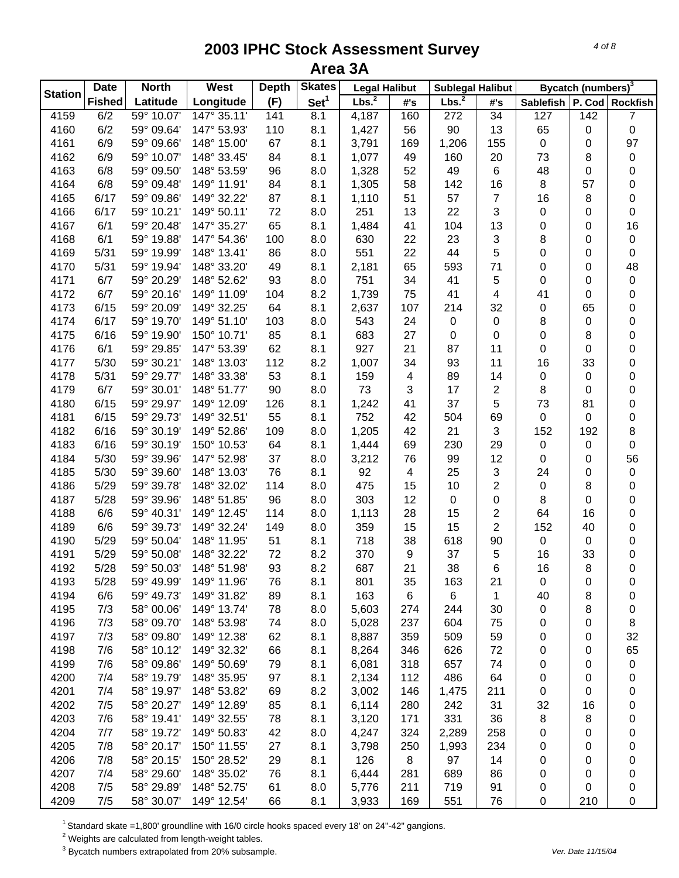# 2003 IPHC Stock Assessment Survey
## Area 3A

| Station | Date | North | West | Depth | Skates | Legal Halibut | | Sublegal Halibut | | Bycatch (numbers)[3] | | |
|---|---|---|---|---|---|---|---|---|---|---|---|---|
| | Fished | Latitude | Longitude | (F) | Set[1] | Lbs.[2] | #'s | Lbs.[2] | #'s | Sablefish | P. Cod | Rockfish |
| 4159 | 6/2 | 59° 10.07' | 147° 35.11' | 141 | 8.1 | 4,187 | 160 | 272 | 34 | 127 | 142 | 7 |
| 4160 | 6/2 | 59° 09.64' | 147° 53.93' | 110 | 8.1 | 1,427 | 56 | 90 | 13 | 65 | 0 | 0 |
| 4161 | 6/9 | 59° 09.66' | 148° 15.00' | 67 | 8.1 | 3,791 | 169 | 1,206 | 155 | 0 | 0 | 97 |
| 4162 | 6/9 | 59° 10.07' | 148° 33.45' | 84 | 8.1 | 1,077 | 49 | 160 | 20 | 73 | 8 | 0 |
| 4163 | 6/8 | 59° 09.50' | 148° 53.59' | 96 | 8.0 | 1,328 | 52 | 49 | 6 | 48 | 0 | 0 |
| 4164 | 6/8 | 59° 09.48' | 149° 11.91' | 84 | 8.1 | 1,305 | 58 | 142 | 16 | 8 | 57 | 0 |
| 4165 | 6/17 | 59° 09.86' | 149° 32.22' | 87 | 8.1 | 1,110 | 51 | 57 | 7 | 16 | 8 | 0 |
| 4166 | 6/17 | 59° 10.21' | 149° 50.11' | 72 | 8.0 | 251 | 13 | 22 | 3 | 0 | 0 | 0 |
| 4167 | 6/1 | 59° 20.48' | 147° 35.27' | 65 | 8.1 | 1,484 | 41 | 104 | 13 | 0 | 0 | 16 |
| 4168 | 6/1 | 59° 19.88' | 147° 54.36' | 100 | 8.0 | 630 | 22 | 23 | 3 | 8 | 0 | 0 |
| 4169 | 5/31 | 59° 19.99' | 148° 13.41' | 86 | 8.0 | 551 | 22 | 44 | 5 | 0 | 0 | 0 |
| 4170 | 5/31 | 59° 19.94' | 148° 33.20' | 49 | 8.1 | 2,181 | 65 | 593 | 71 | 0 | 0 | 48 |
| 4171 | 6/7 | 59° 20.29' | 148° 52.62' | 93 | 8.0 | 751 | 34 | 41 | 5 | 0 | 0 | 0 |
| 4172 | 6/7 | 59° 20.16' | 149° 11.09' | 104 | 8.2 | 1,739 | 75 | 41 | 4 | 41 | 0 | 0 |
| 4173 | 6/15 | 59° 20.09' | 149° 32.25' | 64 | 8.1 | 2,637 | 107 | 214 | 32 | 0 | 65 | 0 |
| 4174 | 6/17 | 59° 19.70' | 149° 51.10' | 103 | 8.0 | 543 | 24 | 0 | 0 | 8 | 0 | 0 |
| 4175 | 6/16 | 59° 19.90' | 150° 10.71' | 85 | 8.1 | 683 | 27 | 0 | 0 | 0 | 8 | 0 |
| 4176 | 6/1 | 59° 29.85' | 147° 53.39' | 62 | 8.1 | 927 | 21 | 87 | 11 | 0 | 0 | 0 |
| 4177 | 5/30 | 59° 30.21' | 148° 13.03' | 112 | 8.2 | 1,007 | 34 | 93 | 11 | 16 | 33 | 0 |
| 4178 | 5/31 | 59° 29.77' | 148° 33.38' | 53 | 8.1 | 159 | 4 | 89 | 14 | 0 | 0 | 0 |
| 4179 | 6/7 | 59° 30.01' | 148° 51.77' | 90 | 8.0 | 73 | 3 | 17 | 2 | 8 | 0 | 0 |
| 4180 | 6/15 | 59° 29.97' | 149° 12.09' | 126 | 8.1 | 1,242 | 41 | 37 | 5 | 73 | 81 | 0 |
| 4181 | 6/15 | 59° 29.73' | 149° 32.51' | 55 | 8.1 | 752 | 42 | 504 | 69 | 0 | 0 | 0 |
| 4182 | 6/16 | 59° 30.19' | 149° 52.86' | 109 | 8.0 | 1,205 | 42 | 21 | 3 | 152 | 192 | 8 |
| 4183 | 6/16 | 59° 30.19' | 150° 10.53' | 64 | 8.1 | 1,444 | 69 | 230 | 29 | 0 | 0 | 0 |
| 4184 | 5/30 | 59° 39.96' | 147° 52.98' | 37 | 8.0 | 3,212 | 76 | 99 | 12 | 0 | 0 | 56 |
| 4185 | 5/30 | 59° 39.60' | 148° 13.03' | 76 | 8.1 | 92 | 4 | 25 | 3 | 24 | 0 | 0 |
| 4186 | 5/29 | 59° 39.78' | 148° 32.02' | 114 | 8.0 | 475 | 15 | 10 | 2 | 0 | 8 | 0 |
| 4187 | 5/28 | 59° 39.96' | 148° 51.85' | 96 | 8.0 | 303 | 12 | 0 | 0 | 8 | 0 | 0 |
| 4188 | 6/6 | 59° 40.31' | 149° 12.45' | 114 | 8.0 | 1,113 | 28 | 15 | 2 | 64 | 16 | 0 |
| 4189 | 6/6 | 59° 39.73' | 149° 32.24' | 149 | 8.0 | 359 | 15 | 15 | 2 | 152 | 40 | 0 |
| 4190 | 5/29 | 59° 50.04' | 148° 11.95' | 51 | 8.1 | 718 | 38 | 618 | 90 | 0 | 0 | 0 |
| 4191 | 5/29 | 59° 50.08' | 148° 32.22' | 72 | 8.2 | 370 | 9 | 37 | 5 | 16 | 33 | 0 |
| 4192 | 5/28 | 59° 50.03' | 148° 51.98' | 93 | 8.2 | 687 | 21 | 38 | 6 | 16 | 8 | 0 |
| 4193 | 5/28 | 59° 49.99' | 149° 11.96' | 76 | 8.1 | 801 | 35 | 163 | 21 | 0 | 0 | 0 |
| 4194 | 6/6 | 59° 49.73' | 149° 31.82' | 89 | 8.1 | 163 | 6 | 6 | 1 | 40 | 8 | 0 |
| 4195 | 7/3 | 58° 00.06' | 149° 13.74' | 78 | 8.0 | 5,603 | 274 | 244 | 30 | 0 | 8 | 0 |
| 4196 | 7/3 | 58° 09.70' | 148° 53.98' | 74 | 8.0 | 5,028 | 237 | 604 | 75 | 0 | 0 | 8 |
| 4197 | 7/3 | 58° 09.80' | 149° 12.38' | 62 | 8.1 | 8,887 | 359 | 509 | 59 | 0 | 0 | 32 |
| 4198 | 7/6 | 58° 10.12' | 149° 32.32' | 66 | 8.1 | 8,264 | 346 | 626 | 72 | 0 | 0 | 65 |
| 4199 | 7/6 | 58° 09.86' | 149° 50.69' | 79 | 8.1 | 6,081 | 318 | 657 | 74 | 0 | 0 | 0 |
| 4200 | 7/4 | 58° 19.79' | 148° 35.95' | 97 | 8.1 | 2,134 | 112 | 486 | 64 | 0 | 0 | 0 |
| 4201 | 7/4 | 58° 19.97' | 148° 53.82' | 69 | 8.2 | 3,002 | 146 | 1,475 | 211 | 0 | 0 | 0 |
| 4202 | 7/5 | 58° 20.27' | 149° 12.89' | 85 | 8.1 | 6,114 | 280 | 242 | 31 | 32 | 16 | 0 |
| 4203 | 7/6 | 58° 19.41' | 149° 32.55' | 78 | 8.1 | 3,120 | 171 | 331 | 36 | 8 | 8 | 0 |
| 4204 | 7/7 | 58° 19.72' | 149° 50.83' | 42 | 8.0 | 4,247 | 324 | 2,289 | 258 | 0 | 0 | 0 |
| 4205 | 7/8 | 58° 20.17' | 150° 11.55' | 27 | 8.1 | 3,798 | 250 | 1,993 | 234 | 0 | 0 | 0 |
| 4206 | 7/8 | 58° 20.15' | 150° 28.52' | 29 | 8.1 | 126 | 8 | 97 | 14 | 0 | 0 | 0 |
| 4207 | 7/4 | 58° 29.60' | 148° 35.02' | 76 | 8.1 | 6,444 | 281 | 689 | 86 | 0 | 0 | 0 |
| 4208 | 7/5 | 58° 29.89' | 148° 52.75' | 61 | 8.0 | 5,776 | 211 | 719 | 91 | 0 | 0 | 0 |
| 4209 | 7/5 | 58° 30.07' | 149° 12.54' | 66 | 8.1 | 3,933 | 169 | 551 | 76 | 0 | 210 | 0 |

[1] Standard skate =1,800' groundline with 16/0 circle hooks spaced every 18' on 24"-42" gangions.

[2] Weights are calculated from length-weight tables.

[3] Bycatch numbers extrapolated from 20% subsample.

Ver. Date 11/15/04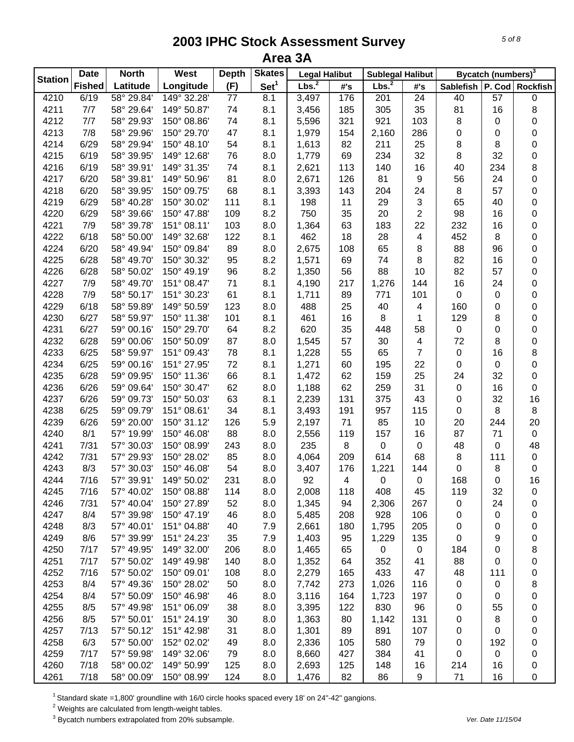# 2003 IPHC Stock Assessment Survey
## Area 3A

| Station | Date | North | West | Depth | Skates | Legal Halibut | | Sublegal Halibut | | Bycatch (numbers)[3] | | |
|---|---|---|---|---|---|---|---|---|---|---|---|---|
| | Fished | Latitude | Longitude | (F) | Set[1] | Lbs.[2] | #'s | Lbs.[2] | #'s | Sablefish | P. Cod | Rockfish |
| 4210 | 6/19 | 58° 29.84' | 149° 32.28' | 77 | 8.1 | 3,497 | 176 | 201 | 24 | 40 | 57 | 0 |
| 4211 | 7/7 | 58° 29.64' | 149° 50.87' | 74 | 8.1 | 3,456 | 185 | 305 | 35 | 81 | 16 | 8 |
| 4212 | 7/7 | 58° 29.93' | 150° 08.86' | 74 | 8.1 | 5,596 | 321 | 921 | 103 | 8 | 0 | 0 |
| 4213 | 7/8 | 58° 29.96' | 150° 29.70' | 47 | 8.1 | 1,979 | 154 | 2,160 | 286 | 0 | 0 | 0 |
| 4214 | 6/29 | 58° 29.94' | 150° 48.10' | 54 | 8.1 | 1,613 | 82 | 211 | 25 | 8 | 8 | 0 |
| 4215 | 6/19 | 58° 39.95' | 149° 12.68' | 76 | 8.0 | 1,779 | 69 | 234 | 32 | 8 | 32 | 0 |
| 4216 | 6/19 | 58° 39.91' | 149° 31.35' | 74 | 8.1 | 2,621 | 113 | 140 | 16 | 40 | 234 | 8 |
| 4217 | 6/20 | 58° 39.81' | 149° 50.96' | 81 | 8.0 | 2,671 | 126 | 81 | 9 | 56 | 24 | 0 |
| 4218 | 6/20 | 58° 39.95' | 150° 09.75' | 68 | 8.1 | 3,393 | 143 | 204 | 24 | 8 | 57 | 0 |
| 4219 | 6/29 | 58° 40.28' | 150° 30.02' | 111 | 8.1 | 198 | 11 | 29 | 3 | 65 | 40 | 0 |
| 4220 | 6/29 | 58° 39.66' | 150° 47.88' | 109 | 8.2 | 750 | 35 | 20 | 2 | 98 | 16 | 0 |
| 4221 | 7/9 | 58° 39.78' | 151° 08.11' | 103 | 8.0 | 1,364 | 63 | 183 | 22 | 232 | 16 | 0 |
| 4222 | 6/18 | 58° 50.00' | 149° 32.68' | 122 | 8.1 | 462 | 18 | 28 | 4 | 452 | 8 | 0 |
| 4224 | 6/20 | 58° 49.94' | 150° 09.84' | 89 | 8.0 | 2,675 | 108 | 65 | 8 | 88 | 96 | 0 |
| 4225 | 6/28 | 58° 49.70' | 150° 30.32' | 95 | 8.2 | 1,571 | 69 | 74 | 8 | 82 | 16 | 0 |
| 4226 | 6/28 | 58° 50.02' | 150° 49.19' | 96 | 8.2 | 1,350 | 56 | 88 | 10 | 82 | 57 | 0 |
| 4227 | 7/9 | 58° 49.70' | 151° 08.47' | 71 | 8.1 | 4,190 | 217 | 1,276 | 144 | 16 | 24 | 0 |
| 4228 | 7/9 | 58° 50.17' | 151° 30.23' | 61 | 8.1 | 1,711 | 89 | 771 | 101 | 0 | 0 | 0 |
| 4229 | 6/18 | 58° 59.89' | 149° 50.59' | 123 | 8.0 | 488 | 25 | 40 | 4 | 160 | 0 | 0 |
| 4230 | 6/27 | 58° 59.97' | 150° 11.38' | 101 | 8.1 | 461 | 16 | 8 | 1 | 129 | 8 | 0 |
| 4231 | 6/27 | 59° 00.16' | 150° 29.70' | 64 | 8.2 | 620 | 35 | 448 | 58 | 0 | 0 | 0 |
| 4232 | 6/28 | 59° 00.06' | 150° 50.09' | 87 | 8.0 | 1,545 | 57 | 30 | 4 | 72 | 8 | 0 |
| 4233 | 6/25 | 58° 59.97' | 151° 09.43' | 78 | 8.1 | 1,228 | 55 | 65 | 7 | 0 | 16 | 8 |
| 4234 | 6/25 | 59° 00.16' | 151° 27.95' | 72 | 8.1 | 1,271 | 60 | 195 | 22 | 0 | 0 | 0 |
| 4235 | 6/28 | 59° 09.95' | 150° 11.36' | 66 | 8.1 | 1,472 | 62 | 159 | 25 | 24 | 32 | 0 |
| 4236 | 6/26 | 59° 09.64' | 150° 30.47' | 62 | 8.0 | 1,188 | 62 | 259 | 31 | 0 | 16 | 0 |
| 4237 | 6/26 | 59° 09.73' | 150° 50.03' | 63 | 8.1 | 2,239 | 131 | 375 | 43 | 0 | 32 | 16 |
| 4238 | 6/25 | 59° 09.79' | 151° 08.61' | 34 | 8.1 | 3,493 | 191 | 957 | 115 | 0 | 8 | 8 |
| 4239 | 6/26 | 59° 20.00' | 150° 31.12' | 126 | 5.9 | 2,197 | 71 | 85 | 10 | 20 | 244 | 20 |
| 4240 | 8/1 | 57° 19.99' | 150° 46.08' | 88 | 8.0 | 2,556 | 119 | 157 | 16 | 87 | 71 | 0 |
| 4241 | 7/31 | 57° 30.03' | 150° 08.99' | 243 | 8.0 | 235 | 8 | 0 | 0 | 48 | 0 | 48 |
| 4242 | 7/31 | 57° 29.93' | 150° 28.02' | 85 | 8.0 | 4,064 | 209 | 614 | 68 | 8 | 111 | 0 |
| 4243 | 8/3 | 57° 30.03' | 150° 46.08' | 54 | 8.0 | 3,407 | 176 | 1,221 | 144 | 0 | 8 | 0 |
| 4244 | 7/16 | 57° 39.91' | 149° 50.02' | 231 | 8.0 | 92 | 4 | 0 | 0 | 168 | 0 | 16 |
| 4245 | 7/16 | 57° 40.02' | 150° 08.88' | 114 | 8.0 | 2,008 | 118 | 408 | 45 | 119 | 32 | 0 |
| 4246 | 7/31 | 57° 40.04' | 150° 27.89' | 52 | 8.0 | 1,345 | 94 | 2,306 | 267 | 0 | 24 | 0 |
| 4247 | 8/4 | 57° 39.98' | 150° 47.19' | 46 | 8.0 | 5,485 | 208 | 928 | 106 | 0 | 0 | 0 |
| 4248 | 8/3 | 57° 40.01' | 151° 04.88' | 40 | 7.9 | 2,661 | 180 | 1,795 | 205 | 0 | 0 | 0 |
| 4249 | 8/6 | 57° 39.99' | 151° 24.23' | 35 | 7.9 | 1,403 | 95 | 1,229 | 135 | 0 | 9 | 0 |
| 4250 | 7/17 | 57° 49.95' | 149° 32.00' | 206 | 8.0 | 1,465 | 65 | 0 | 0 | 184 | 0 | 8 |
| 4251 | 7/17 | 57° 50.02' | 149° 49.98' | 140 | 8.0 | 1,352 | 64 | 352 | 41 | 88 | 0 | 0 |
| 4252 | 7/16 | 57° 50.02' | 150° 09.01' | 108 | 8.0 | 2,279 | 165 | 433 | 47 | 48 | 111 | 0 |
| 4253 | 8/4 | 57° 49.36' | 150° 28.02' | 50 | 8.0 | 7,742 | 273 | 1,026 | 116 | 0 | 0 | 8 |
| 4254 | 8/4 | 57° 50.09' | 150° 46.98' | 46 | 8.0 | 3,116 | 164 | 1,723 | 197 | 0 | 0 | 0 |
| 4255 | 8/5 | 57° 49.98' | 151° 06.09' | 38 | 8.0 | 3,395 | 122 | 830 | 96 | 0 | 55 | 0 |
| 4256 | 8/5 | 57° 50.01' | 151° 24.19' | 30 | 8.0 | 1,363 | 80 | 1,142 | 131 | 0 | 8 | 0 |
| 4257 | 7/13 | 57° 50.12' | 151° 42.98' | 31 | 8.0 | 1,301 | 89 | 891 | 107 | 0 | 0 | 0 |
| 4258 | 6/3 | 57° 50.00' | 152° 02.02' | 49 | 8.0 | 2,336 | 105 | 580 | 79 | 0 | 192 | 0 |
| 4259 | 7/17 | 57° 59.98' | 149° 32.06' | 79 | 8.0 | 8,660 | 427 | 384 | 41 | 0 | 0 | 0 |
| 4260 | 7/18 | 58° 00.02' | 149° 50.99' | 125 | 8.0 | 2,693 | 125 | 148 | 16 | 214 | 16 | 0 |
| 4261 | 7/18 | 58° 00.09' | 150° 08.99' | 124 | 8.0 | 1,476 | 82 | 86 | 9 | 71 | 16 | 0 |

[1] Standard skate =1,800' groundline with 16/0 circle hooks spaced every 18' on 24"-42" gangions.

[2] Weights are calculated from length-weight tables.

[3] Bycatch numbers extrapolated from 20% subsample.

Ver. Date 11/15/04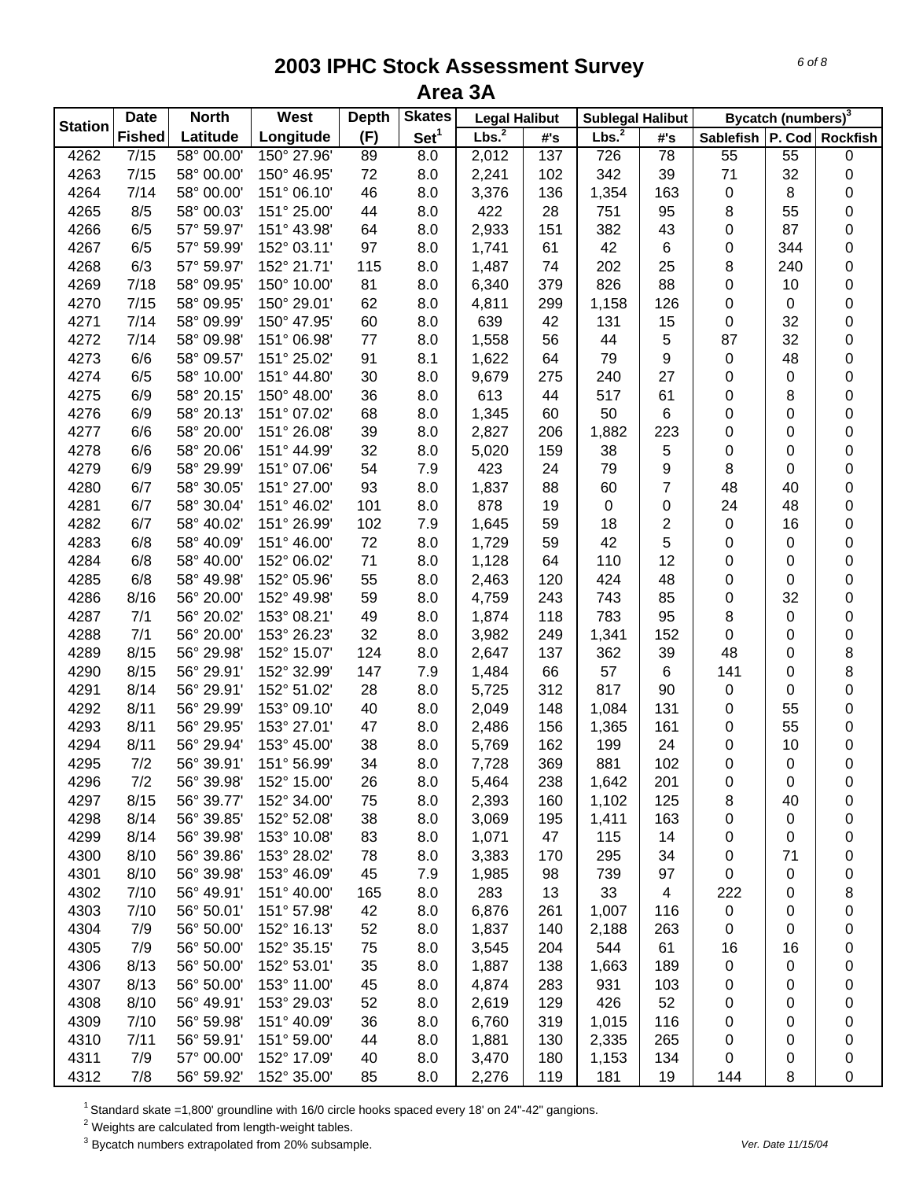# 2003 IPHC Stock Assessment Survey
## Area 3A

| Station | Date | North | West | Depth | Skates | Legal Halibut | | Sublegal Halibut | | Bycatch (numbers)[3] | | |
|---|---|---|---|---|---|---|---|---|---|---|---|---|
| | Fished | Latitude | Longitude | (F) | Set[1] | Lbs.[2] | #'s | Lbs.[2] | #'s | Sablefish | P. Cod | Rockfish |
| 4262 | 7/15 | 58° 00.00' | 150° 27.96' | 89 | 8.0 | 2,012 | 137 | 726 | 78 | 55 | 55 | 0 |
| 4263 | 7/15 | 58° 00.00' | 150° 46.95' | 72 | 8.0 | 2,241 | 102 | 342 | 39 | 71 | 32 | 0 |
| 4264 | 7/14 | 58° 00.00' | 151° 06.10' | 46 | 8.0 | 3,376 | 136 | 1,354 | 163 | 0 | 8 | 0 |
| 4265 | 8/5 | 58° 00.03' | 151° 25.00' | 44 | 8.0 | 422 | 28 | 751 | 95 | 8 | 55 | 0 |
| 4266 | 6/5 | 57° 59.97' | 151° 43.98' | 64 | 8.0 | 2,933 | 151 | 382 | 43 | 0 | 87 | 0 |
| 4267 | 6/5 | 57° 59.99' | 152° 03.11' | 97 | 8.0 | 1,741 | 61 | 42 | 6 | 0 | 344 | 0 |
| 4268 | 6/3 | 57° 59.97' | 152° 21.71' | 115 | 8.0 | 1,487 | 74 | 202 | 25 | 8 | 240 | 0 |
| 4269 | 7/18 | 58° 09.95' | 150° 10.00' | 81 | 8.0 | 6,340 | 379 | 826 | 88 | 0 | 10 | 0 |
| 4270 | 7/15 | 58° 09.95' | 150° 29.01' | 62 | 8.0 | 4,811 | 299 | 1,158 | 126 | 0 | 0 | 0 |
| 4271 | 7/14 | 58° 09.99' | 150° 47.95' | 60 | 8.0 | 639 | 42 | 131 | 15 | 0 | 32 | 0 |
| 4272 | 7/14 | 58° 09.98' | 151° 06.98' | 77 | 8.0 | 1,558 | 56 | 44 | 5 | 87 | 32 | 0 |
| 4273 | 6/6 | 58° 09.57' | 151° 25.02' | 91 | 8.1 | 1,622 | 64 | 79 | 9 | 0 | 48 | 0 |
| 4274 | 6/5 | 58° 10.00' | 151° 44.80' | 30 | 8.0 | 9,679 | 275 | 240 | 27 | 0 | 0 | 0 |
| 4275 | 6/9 | 58° 20.15' | 150° 48.00' | 36 | 8.0 | 613 | 44 | 517 | 61 | 0 | 8 | 0 |
| 4276 | 6/9 | 58° 20.13' | 151° 07.02' | 68 | 8.0 | 1,345 | 60 | 50 | 6 | 0 | 0 | 0 |
| 4277 | 6/6 | 58° 20.00' | 151° 26.08' | 39 | 8.0 | 2,827 | 206 | 1,882 | 223 | 0 | 0 | 0 |
| 4278 | 6/6 | 58° 20.06' | 151° 44.99' | 32 | 8.0 | 5,020 | 159 | 38 | 5 | 0 | 0 | 0 |
| 4279 | 6/9 | 58° 29.99' | 151° 07.06' | 54 | 7.9 | 423 | 24 | 79 | 9 | 8 | 0 | 0 |
| 4280 | 6/7 | 58° 30.05' | 151° 27.00' | 93 | 8.0 | 1,837 | 88 | 60 | 7 | 48 | 40 | 0 |
| 4281 | 6/7 | 58° 30.04' | 151° 46.02' | 101 | 8.0 | 878 | 19 | 0 | 0 | 24 | 48 | 0 |
| 4282 | 6/7 | 58° 40.02' | 151° 26.99' | 102 | 7.9 | 1,645 | 59 | 18 | 2 | 0 | 16 | 0 |
| 4283 | 6/8 | 58° 40.09' | 151° 46.00' | 72 | 8.0 | 1,729 | 59 | 42 | 5 | 0 | 0 | 0 |
| 4284 | 6/8 | 58° 40.00' | 152° 06.02' | 71 | 8.0 | 1,128 | 64 | 110 | 12 | 0 | 0 | 0 |
| 4285 | 6/8 | 58° 49.98' | 152° 05.96' | 55 | 8.0 | 2,463 | 120 | 424 | 48 | 0 | 0 | 0 |
| 4286 | 8/16 | 56° 20.00' | 152° 49.98' | 59 | 8.0 | 4,759 | 243 | 743 | 85 | 0 | 32 | 0 |
| 4287 | 7/1 | 56° 20.02' | 153° 08.21' | 49 | 8.0 | 1,874 | 118 | 783 | 95 | 8 | 0 | 0 |
| 4288 | 7/1 | 56° 20.00' | 153° 26.23' | 32 | 8.0 | 3,982 | 249 | 1,341 | 152 | 0 | 0 | 0 |
| 4289 | 8/15 | 56° 29.98' | 152° 15.07' | 124 | 8.0 | 2,647 | 137 | 362 | 39 | 48 | 0 | 8 |
| 4290 | 8/15 | 56° 29.91' | 152° 32.99' | 147 | 7.9 | 1,484 | 66 | 57 | 6 | 141 | 0 | 8 |
| 4291 | 8/14 | 56° 29.91' | 152° 51.02' | 28 | 8.0 | 5,725 | 312 | 817 | 90 | 0 | 0 | 0 |
| 4292 | 8/11 | 56° 29.99' | 153° 09.10' | 40 | 8.0 | 2,049 | 148 | 1,084 | 131 | 0 | 55 | 0 |
| 4293 | 8/11 | 56° 29.95' | 153° 27.01' | 47 | 8.0 | 2,486 | 156 | 1,365 | 161 | 0 | 55 | 0 |
| 4294 | 8/11 | 56° 29.94' | 153° 45.00' | 38 | 8.0 | 5,769 | 162 | 199 | 24 | 0 | 10 | 0 |
| 4295 | 7/2 | 56° 39.91' | 151° 56.99' | 34 | 8.0 | 7,728 | 369 | 881 | 102 | 0 | 0 | 0 |
| 4296 | 7/2 | 56° 39.98' | 152° 15.00' | 26 | 8.0 | 5,464 | 238 | 1,642 | 201 | 0 | 0 | 0 |
| 4297 | 8/15 | 56° 39.77' | 152° 34.00' | 75 | 8.0 | 2,393 | 160 | 1,102 | 125 | 8 | 40 | 0 |
| 4298 | 8/14 | 56° 39.85' | 152° 52.08' | 38 | 8.0 | 3,069 | 195 | 1,411 | 163 | 0 | 0 | 0 |
| 4299 | 8/14 | 56° 39.98' | 153° 10.08' | 83 | 8.0 | 1,071 | 47 | 115 | 14 | 0 | 0 | 0 |
| 4300 | 8/10 | 56° 39.86' | 153° 28.02' | 78 | 8.0 | 3,383 | 170 | 295 | 34 | 0 | 71 | 0 |
| 4301 | 8/10 | 56° 39.98' | 153° 46.09' | 45 | 7.9 | 1,985 | 98 | 739 | 97 | 0 | 0 | 0 |
| 4302 | 7/10 | 56° 49.91' | 151° 40.00' | 165 | 8.0 | 283 | 13 | 33 | 4 | 222 | 0 | 8 |
| 4303 | 7/10 | 56° 50.01' | 151° 57.98' | 42 | 8.0 | 6,876 | 261 | 1,007 | 116 | 0 | 0 | 0 |
| 4304 | 7/9 | 56° 50.00' | 152° 16.13' | 52 | 8.0 | 1,837 | 140 | 2,188 | 263 | 0 | 0 | 0 |
| 4305 | 7/9 | 56° 50.00' | 152° 35.15' | 75 | 8.0 | 3,545 | 204 | 544 | 61 | 16 | 16 | 0 |
| 4306 | 8/13 | 56° 50.00' | 152° 53.01' | 35 | 8.0 | 1,887 | 138 | 1,663 | 189 | 0 | 0 | 0 |
| 4307 | 8/13 | 56° 50.00' | 153° 11.00' | 45 | 8.0 | 4,874 | 283 | 931 | 103 | 0 | 0 | 0 |
| 4308 | 8/10 | 56° 49.91' | 153° 29.03' | 52 | 8.0 | 2,619 | 129 | 426 | 52 | 0 | 0 | 0 |
| 4309 | 7/10 | 56° 59.98' | 151° 40.09' | 36 | 8.0 | 6,760 | 319 | 1,015 | 116 | 0 | 0 | 0 |
| 4310 | 7/11 | 56° 59.91' | 151° 59.00' | 44 | 8.0 | 1,881 | 130 | 2,335 | 265 | 0 | 0 | 0 |
| 4311 | 7/9 | 57° 00.00' | 152° 17.09' | 40 | 8.0 | 3,470 | 180 | 1,153 | 134 | 0 | 0 | 0 |
| 4312 | 7/8 | 56° 59.92' | 152° 35.00' | 85 | 8.0 | 2,276 | 119 | 181 | 19 | 144 | 8 | 0 |

[1] Standard skate =1,800' groundline with 16/0 circle hooks spaced every 18' on 24"-42" gangions.
[2] Weights are calculated from length-weight tables.
[3] Bycatch numbers extrapolated from 20% subsample.

Ver. Date 11/15/04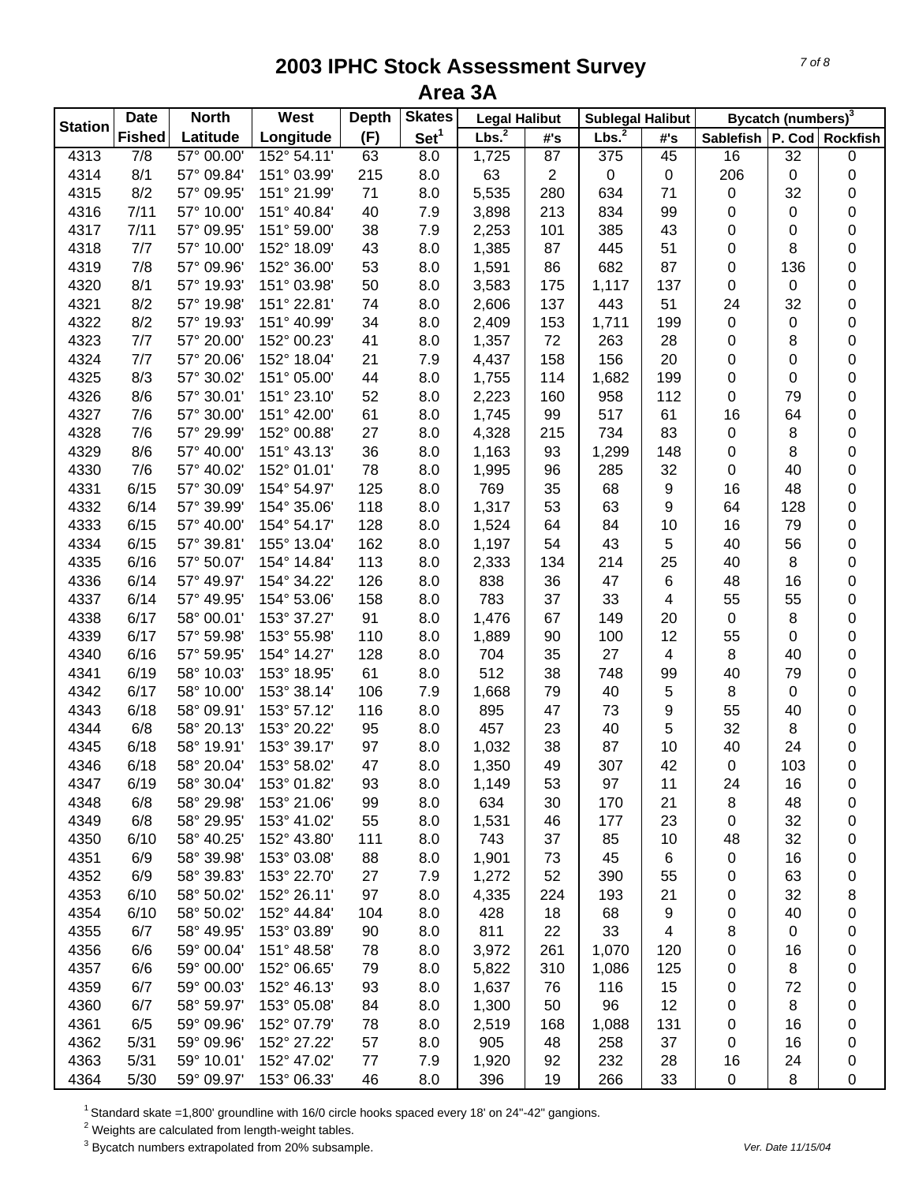# 2003 IPHC Stock Assessment Survey
## Area 3A

| Station | Date | North | West | Depth | Skates | Legal Halibut | | Sublegal Halibut | | Bycatch (numbers)[3] | | |
|---|---|---|---|---|---|---|---|---|---|---|---|---|
| | Fished | Latitude | Longitude | (F) | Set[1] | Lbs.[2] | #'s | Lbs.[2] | #'s | Sablefish | P. Cod | Rockfish |
| 4313 | 7/8 | 57° 00.00' | 152° 54.11' | 63 | 8.0 | 1,725 | 87 | 375 | 45 | 16 | 32 | 0 |
| 4314 | 8/1 | 57° 09.84' | 151° 03.99' | 215 | 8.0 | 63 | 2 | 0 | 0 | 206 | 0 | 0 |
| 4315 | 8/2 | 57° 09.95' | 151° 21.99' | 71 | 8.0 | 5,535 | 280 | 634 | 71 | 0 | 32 | 0 |
| 4316 | 7/11 | 57° 10.00' | 151° 40.84' | 40 | 7.9 | 3,898 | 213 | 834 | 99 | 0 | 0 | 0 |
| 4317 | 7/11 | 57° 09.95' | 151° 59.00' | 38 | 7.9 | 2,253 | 101 | 385 | 43 | 0 | 0 | 0 |
| 4318 | 7/7 | 57° 10.00' | 152° 18.09' | 43 | 8.0 | 1,385 | 87 | 445 | 51 | 0 | 8 | 0 |
| 4319 | 7/8 | 57° 09.96' | 152° 36.00' | 53 | 8.0 | 1,591 | 86 | 682 | 87 | 0 | 136 | 0 |
| 4320 | 8/1 | 57° 19.93' | 151° 03.98' | 50 | 8.0 | 3,583 | 175 | 1,117 | 137 | 0 | 0 | 0 |
| 4321 | 8/2 | 57° 19.98' | 151° 22.81' | 74 | 8.0 | 2,606 | 137 | 443 | 51 | 24 | 32 | 0 |
| 4322 | 8/2 | 57° 19.93' | 151° 40.99' | 34 | 8.0 | 2,409 | 153 | 1,711 | 199 | 0 | 0 | 0 |
| 4323 | 7/7 | 57° 20.00' | 152° 00.23' | 41 | 8.0 | 1,357 | 72 | 263 | 28 | 0 | 8 | 0 |
| 4324 | 7/7 | 57° 20.06' | 152° 18.04' | 21 | 7.9 | 4,437 | 158 | 156 | 20 | 0 | 0 | 0 |
| 4325 | 8/3 | 57° 30.02' | 151° 05.00' | 44 | 8.0 | 1,755 | 114 | 1,682 | 199 | 0 | 0 | 0 |
| 4326 | 8/6 | 57° 30.01' | 151° 23.10' | 52 | 8.0 | 2,223 | 160 | 958 | 112 | 0 | 79 | 0 |
| 4327 | 7/6 | 57° 30.00' | 151° 42.00' | 61 | 8.0 | 1,745 | 99 | 517 | 61 | 16 | 64 | 0 |
| 4328 | 7/6 | 57° 29.99' | 152° 00.88' | 27 | 8.0 | 4,328 | 215 | 734 | 83 | 0 | 8 | 0 |
| 4329 | 8/6 | 57° 40.00' | 151° 43.13' | 36 | 8.0 | 1,163 | 93 | 1,299 | 148 | 0 | 8 | 0 |
| 4330 | 7/6 | 57° 40.02' | 152° 01.01' | 78 | 8.0 | 1,995 | 96 | 285 | 32 | 0 | 40 | 0 |
| 4331 | 6/15 | 57° 30.09' | 154° 54.97' | 125 | 8.0 | 769 | 35 | 68 | 9 | 16 | 48 | 0 |
| 4332 | 6/14 | 57° 39.99' | 154° 35.06' | 118 | 8.0 | 1,317 | 53 | 63 | 9 | 64 | 128 | 0 |
| 4333 | 6/15 | 57° 40.00' | 154° 54.17' | 128 | 8.0 | 1,524 | 64 | 84 | 10 | 16 | 79 | 0 |
| 4334 | 6/15 | 57° 39.81' | 155° 13.04' | 162 | 8.0 | 1,197 | 54 | 43 | 5 | 40 | 56 | 0 |
| 4335 | 6/16 | 57° 50.07' | 154° 14.84' | 113 | 8.0 | 2,333 | 134 | 214 | 25 | 40 | 8 | 0 |
| 4336 | 6/14 | 57° 49.97' | 154° 34.22' | 126 | 8.0 | 838 | 36 | 47 | 6 | 48 | 16 | 0 |
| 4337 | 6/14 | 57° 49.95' | 154° 53.06' | 158 | 8.0 | 783 | 37 | 33 | 4 | 55 | 55 | 0 |
| 4338 | 6/17 | 58° 00.01' | 153° 37.27' | 91 | 8.0 | 1,476 | 67 | 149 | 20 | 0 | 8 | 0 |
| 4339 | 6/17 | 57° 59.98' | 153° 55.98' | 110 | 8.0 | 1,889 | 90 | 100 | 12 | 55 | 0 | 0 |
| 4340 | 6/16 | 57° 59.95' | 154° 14.27' | 128 | 8.0 | 704 | 35 | 27 | 4 | 8 | 40 | 0 |
| 4341 | 6/19 | 58° 10.03' | 153° 18.95' | 61 | 8.0 | 512 | 38 | 748 | 99 | 40 | 79 | 0 |
| 4342 | 6/17 | 58° 10.00' | 153° 38.14' | 106 | 7.9 | 1,668 | 79 | 40 | 5 | 8 | 0 | 0 |
| 4343 | 6/18 | 58° 09.91' | 153° 57.12' | 116 | 8.0 | 895 | 47 | 73 | 9 | 55 | 40 | 0 |
| 4344 | 6/8 | 58° 20.13' | 153° 20.22' | 95 | 8.0 | 457 | 23 | 40 | 5 | 32 | 8 | 0 |
| 4345 | 6/18 | 58° 19.91' | 153° 39.17' | 97 | 8.0 | 1,032 | 38 | 87 | 10 | 40 | 24 | 0 |
| 4346 | 6/18 | 58° 20.04' | 153° 58.02' | 47 | 8.0 | 1,350 | 49 | 307 | 42 | 0 | 103 | 0 |
| 4347 | 6/19 | 58° 30.04' | 153° 01.82' | 93 | 8.0 | 1,149 | 53 | 97 | 11 | 24 | 16 | 0 |
| 4348 | 6/8 | 58° 29.98' | 153° 21.06' | 99 | 8.0 | 634 | 30 | 170 | 21 | 8 | 48 | 0 |
| 4349 | 6/8 | 58° 29.95' | 153° 41.02' | 55 | 8.0 | 1,531 | 46 | 177 | 23 | 0 | 32 | 0 |
| 4350 | 6/10 | 58° 40.25' | 152° 43.80' | 111 | 8.0 | 743 | 37 | 85 | 10 | 48 | 32 | 0 |
| 4351 | 6/9 | 58° 39.98' | 153° 03.08' | 88 | 8.0 | 1,901 | 73 | 45 | 6 | 0 | 16 | 0 |
| 4352 | 6/9 | 58° 39.83' | 153° 22.70' | 27 | 7.9 | 1,272 | 52 | 390 | 55 | 0 | 63 | 0 |
| 4353 | 6/10 | 58° 50.02' | 152° 26.11' | 97 | 8.0 | 4,335 | 224 | 193 | 21 | 0 | 32 | 8 |
| 4354 | 6/10 | 58° 50.02' | 152° 44.84' | 104 | 8.0 | 428 | 18 | 68 | 9 | 0 | 40 | 0 |
| 4355 | 6/7 | 58° 49.95' | 153° 03.89' | 90 | 8.0 | 811 | 22 | 33 | 4 | 8 | 0 | 0 |
| 4356 | 6/6 | 59° 00.04' | 151° 48.58' | 78 | 8.0 | 3,972 | 261 | 1,070 | 120 | 0 | 16 | 0 |
| 4357 | 6/6 | 59° 00.00' | 152° 06.65' | 79 | 8.0 | 5,822 | 310 | 1,086 | 125 | 0 | 8 | 0 |
| 4359 | 6/7 | 59° 00.03' | 152° 46.13' | 93 | 8.0 | 1,637 | 76 | 116 | 15 | 0 | 72 | 0 |
| 4360 | 6/7 | 58° 59.97' | 153° 05.08' | 84 | 8.0 | 1,300 | 50 | 96 | 12 | 0 | 8 | 0 |
| 4361 | 6/5 | 59° 09.96' | 152° 07.79' | 78 | 8.0 | 2,519 | 168 | 1,088 | 131 | 0 | 16 | 0 |
| 4362 | 5/31 | 59° 09.96' | 152° 27.22' | 57 | 8.0 | 905 | 48 | 258 | 37 | 0 | 16 | 0 |
| 4363 | 5/31 | 59° 10.01' | 152° 47.02' | 77 | 7.9 | 1,920 | 92 | 232 | 28 | 16 | 24 | 0 |
| 4364 | 5/30 | 59° 09.97' | 153° 06.33' | 46 | 8.0 | 396 | 19 | 266 | 33 | 0 | 8 | 0 |

[1] Standard skate =1,800' groundline with 16/0 circle hooks spaced every 18' on 24"-42" gangions.

[2] Weights are calculated from length-weight tables.

[3] Bycatch numbers extrapolated from 20% subsample.

Ver. Date 11/15/04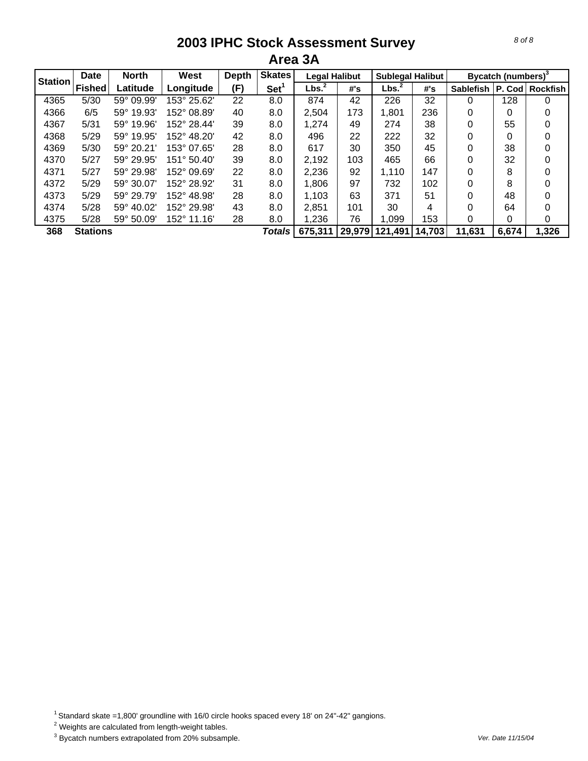# 2003 IPHC Stock Assessment Survey
## Area 3A

| Station | Date | North | West | Depth | Skates | Legal Halibut | | Sublegal Halibut | | Bycatch (numbers)[3] | | |
|---|---|---|---|---|---|---|---|---|---|---|---|---|
| | Fished | Latitude | Longitude | (F) | Set[1] | Lbs.[2] | #'s | Lbs.[2] | #'s | Sablefish | P. Cod | Rockfish |
| 4365 | 5/30 | 59° 09.99' | 153° 25.62' | 22 | 8.0 | 874 | 42 | 226 | 32 | 0 | 128 | 0 |
| 4366 | 6/5 | 59° 19.93' | 152° 08.89' | 40 | 8.0 | 2,504 | 173 | 1,801 | 236 | 0 | 0 | 0 |
| 4367 | 5/31 | 59° 19.96' | 152° 28.44' | 39 | 8.0 | 1,274 | 49 | 274 | 38 | 0 | 55 | 0 |
| 4368 | 5/29 | 59° 19.95' | 152° 48.20' | 42 | 8.0 | 496 | 22 | 222 | 32 | 0 | 0 | 0 |
| 4369 | 5/30 | 59° 20.21' | 153° 07.65' | 28 | 8.0 | 617 | 30 | 350 | 45 | 0 | 38 | 0 |
| 4370 | 5/27 | 59° 29.95' | 151° 50.40' | 39 | 8.0 | 2,192 | 103 | 465 | 66 | 0 | 32 | 0 |
| 4371 | 5/27 | 59° 29.98' | 152° 09.69' | 22 | 8.0 | 2,236 | 92 | 1,110 | 147 | 0 | 8 | 0 |
| 4372 | 5/29 | 59° 30.07' | 152° 28.92' | 31 | 8.0 | 1,806 | 97 | 732 | 102 | 0 | 8 | 0 |
| 4373 | 5/29 | 59° 29.79' | 152° 48.98' | 28 | 8.0 | 1,103 | 63 | 371 | 51 | 0 | 48 | 0 |
| 4374 | 5/28 | 59° 40.02' | 152° 29.98' | 43 | 8.0 | 2,851 | 101 | 30 | 4 | 0 | 64 | 0 |
| 4375 | 5/28 | 59° 50.09' | 152° 11.16' | 28 | 8.0 | 1,236 | 76 | 1,099 | 153 | 0 | 0 | 0 |
| **368** | **Stations** | | | | ***Totals*** | **675,311** | **29,979** | **121,491** | **14,703** | **11,631** | **6,674** | **1,326** |

[1] Standard skate =1,800' groundline with 16/0 circle hooks spaced every 18' on 24"-42" gangions.

[2] Weights are calculated from length-weight tables.

[3] Bycatch numbers extrapolated from 20% subsample.

*Ver. Date 11/15/04*